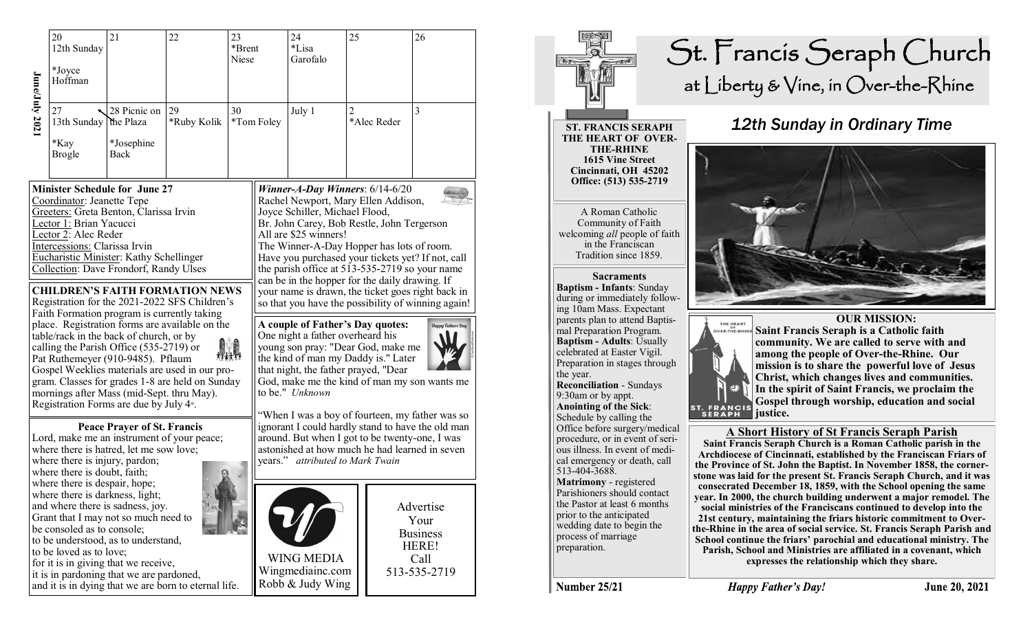**June/July 2021**

| 20 | 21 | 22 | 23 | 24 | 25 | 26 |
|---|---|---|---|---|---|---|
| 12th Sunday *Joyce Hoffman | | | *Brent Niese | *Lisa Garofalo | | |
| 27 | 28 Picnic on the Plaza | 29 | 30 | July 1 | 2 | 3 |
| 13th Sunday *Kay Brogle | *Josephine Back | *Ruby Kolik | *Tom Foley | | *Alec Reder | |

**Minister Schedule for June 27**
Coordinator: Jeanette Tepe
Greeters: Greta Benton, Clarissa Irvin
Lector 1: Brian Yacucci
Lector 2: Alec Reder
Intercessions: Clarissa Irvin
Eucharistic Minister: Kathy Schellinger
Collection: Dave Frondorf, Randy Ulses

**CHILDREN'S FAITH FORMATION NEWS**
Registration for the 2021-2022 SFS Children's Faith Formation program is currently taking place. Registration forms are available on the table/rack in the back of church, or by calling the Parish Office (535-2719) or Pat Ruthemeyer (910-9485). Pflaum Gospel Weeklies materials are used in our program. Classes for grades 1-8 are held on Sunday mornings after Mass (mid-Sept. thru May). Registration Forms are due by July 4th.

**Peace Prayer of St. Francis**
Lord, make me an instrument of your peace;
where there is hatred, let me sow love;
where there is injury, pardon;
where there is doubt, faith;
where there is despair, hope;
where there is darkness, light;
and where there is sadness, joy.
Grant that I may not so much need to be consoled as to console;
to be understood, as to understand,
to be loved as to love;
for it is in giving that we receive,
it is in pardoning that we are pardoned,
and it is in dying that we are born to eternal life.

***Winner-A-Day Winners***: 6/14-6/20
Rachel Newport, Mary Ellen Addison, Joyce Schiller, Michael Flood, Br. John Carey, Bob Restle, John Tergerson
All are $25 winners!
The Winner-A-Day Hopper has lots of room. Have you purchased your tickets yet? If not, call the parish office at 513-535-2719 so your name can be in the hopper for the daily drawing. If your name is drawn, the ticket goes right back in so that you have the possibility of winning again!

**A couple of Father's Day quotes:**
One night a father overheard his young son pray: "Dear God, make me the kind of man my Daddy is." Later that night, the father prayed, "Dear God, make me the kind of man my son wants me to be." *Unknown*

"When I was a boy of fourteen, my father was so ignorant I could hardly stand to have the old man around. But when I got to be twenty-one, I was astonished at how much he had learned in seven years." *attributed to Mark Twain*

WING MEDIA
Wingmediainc.com
Robb & Judy Wing

Advertise Your Business HERE!
Call 513-535-2719

# St. Francis Seraph Church
## at Liberty & Vine, in Over-the-Rhine

## *12th Sunday in Ordinary Time*

**ST. FRANCIS SERAPH THE HEART OF OVER-THE-RHINE**
**1615 Vine Street**
**Cincinnati, OH 45202**
**Office: (513) 535-2719**

A Roman Catholic Community of Faith welcoming *all* people of faith in the Franciscan Tradition since 1859.

**Sacraments**
**Baptism - Infants**: Sunday during or immediately following 10am Mass. Expectant parents plan to attend Baptismal Preparation Program.
**Baptism - Adults**: Usually celebrated at Easter Vigil. Preparation in stages through the year.
**Reconciliation** - Sundays 9:30am or by appt.
**Anointing of the Sick**: Schedule by calling the Office before surgery/medical procedure, or in event of serious illness. In event of medical emergency or death, call 513-404-3688.
**Matrimony** - registered Parishioners should contact the Pastor at least 6 months prior to the anticipated wedding date to begin the process of marriage preparation.

**OUR MISSION:**
**Saint Francis Seraph is a Catholic faith community. We are called to serve with and among the people of Over-the-Rhine. Our mission is to share the powerful love of Jesus Christ, which changes lives and communities. In the spirit of Saint Francis, we proclaim the Gospel through worship, education and social justice.**

**A Short History of St Francis Seraph Parish**
**Saint Francis Seraph Church is a Roman Catholic parish in the Archdiocese of Cincinnati, established by the Franciscan Friars of the Province of St. John the Baptist. In November 1858, the cornerstone was laid for the present St. Francis Seraph Church, and it was consecrated December 18, 1859, with the School opening the same year. In 2000, the church building underwent a major remodel. The social ministries of the Franciscans continued to develop into the 21st century, maintaining the friars historic commitment to Over-the-Rhine in the area of social service. St. Francis Seraph Parish and School continue the friars' parochial and educational ministry. The Parish, School and Ministries are affiliated in a covenant, which expresses the relationship which they share.**

Number 25/21 — *Happy Father's Day!* — June 20, 2021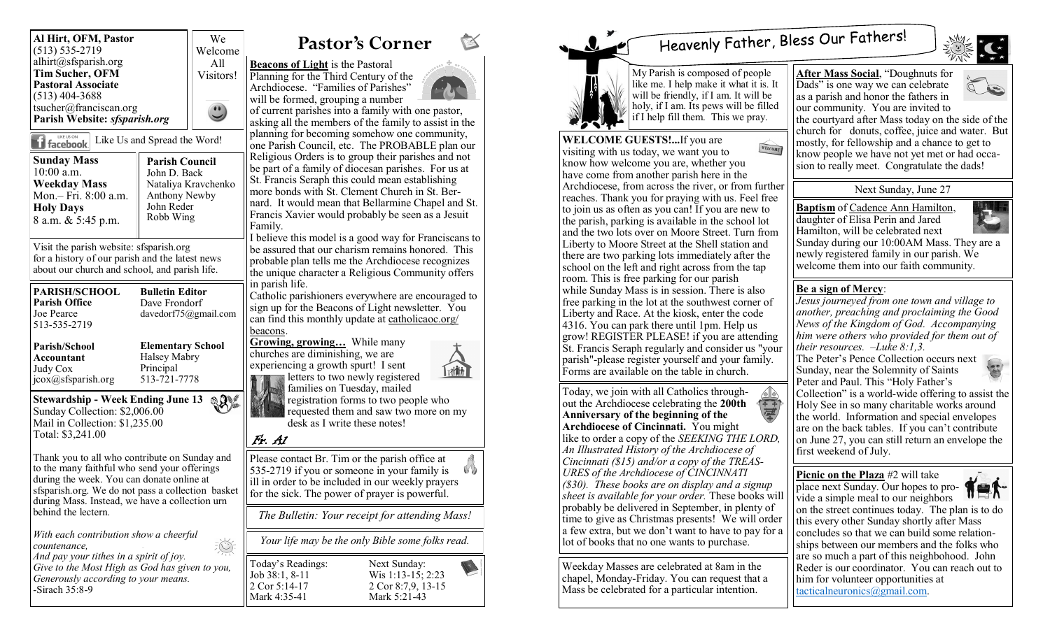**Al Hirt, OFM, Pastor**
(513) 535-2719
alhirt@sfsparish.org
**Tim Sucher, OFM**
**Pastoral Associate**
(513) 404-3688
tsucher@franciscan.org
**Parish Website:** ***sfsparish.org***

We Welcome All Visitors!

Like Us and Spread the Word!

**Sunday Mass**
10:00 a.m.
**Weekday Mass**
Mon.– Fri. 8:00 a.m.
**Holy Days**
8 a.m. & 5:45 p.m.

**Parish Council**
John D. Back
Nataliya Kravchenko
Anthony Newby
John Reder
Robb Wing

Visit the parish website: sfsparish.org for a history of our parish and the latest news about our church and school, and parish life.

**PARISH/SCHOOL**
**Parish Office**
Joe Pearce
513-535-2719

**Bulletin Editor**
Dave Frondorf
davedorf75@gmail.com

**Parish/School Accountant**
Judy Cox
jcox@sfsparish.org

**Elementary School**
Halsey Mabry
Principal
513-721-7778

**Stewardship - Week Ending June 13**
Sunday Collection: $2,006.00
Mail in Collection: $1,235.00
Total: $3,241.00

Thank you to all who contribute on Sunday and to the many faithful who send your offerings during the week. You can donate online at sfsparish.org. We do not pass a collection basket during Mass. Instead, we have a collection urn behind the lectern.

*With each contribution show a cheerful countenance,*
*And pay your tithes in a spirit of joy.*
*Give to the Most High as God has given to you,*
*Generously according to your means.*
-Sirach 35:8-9

# Pastor's Corner

**Beacons of Light** is the Pastoral Planning for the Third Century of the Archdiocese. "Families of Parishes" will be formed, grouping a number of current parishes into a family with one pastor, asking all the members of the family to assist in the planning for becoming somehow one community, one Parish Council, etc. The PROBABLE plan our Religious Orders is to group their parishes and not be part of a family of diocesan parishes. For us at St. Francis Seraph this could mean establishing more bonds with St. Clement Church in St. Bernard. It would mean that Bellarmine Chapel and St. Francis Xavier would probably be seen as a Jesuit Family.

I believe this model is a good way for Franciscans to be assured that our charism remains honored. This probable plan tells me the Archdiocese recognizes the unique character a Religious Community offers in parish life.

Catholic parishioners everywhere are encouraged to sign up for the Beacons of Light newsletter. You can find this monthly update at catholicaoc.org/beacons.

**Growing, growing…** While many churches are diminishing, we are experiencing a growth spurt! I sent letters to two newly registered families on Tuesday, mailed registration forms to two people who requested them and saw two more on my desk as I write these notes!

*Fr. Al*

Please contact Br. Tim or the parish office at 535-2719 if you or someone in your family is ill in order to be included in our weekly prayers for the sick. The power of prayer is powerful.

*The Bulletin: Your receipt for attending Mass!*

*Your life may be the only Bible some folks read.*

| | |
|---|---|
| Today's Readings: | Next Sunday: |
| Job 38:1, 8-11 | Wis 1:13-15; 2:23 |
| 2 Cor 5:14-17 | 2 Cor 8:7,9, 13-15 |
| Mark 4:35-41 | Mark 5:21-43 |

# Heavenly Father, Bless Our Fathers!

My Parish is composed of people like me. I help make it what it is. It will be friendly, if I am. It will be holy, if I am. Its pews will be filled if I help fill them. This we pray.

**WELCOME GUESTS!...**If you are visiting with us today, we want you to know how welcome you are, whether you have come from another parish here in the Archdiocese, from across the river, or from further reaches. Thank you for praying with us. Feel free to join us as often as you can! If you are new to the parish, parking is available in the school lot and the two lots over on Moore Street. Turn from Liberty to Moore Street at the Shell station and there are two parking lots immediately after the school on the left and right across from the tap room. This is free parking for our parish while Sunday Mass is in session. There is also free parking in the lot at the southwest corner of Liberty and Race. At the kiosk, enter the code 4316. You can park there until 1pm. Help us grow! REGISTER PLEASE! if you are attending St. Francis Seraph regularly and consider us "your parish"-please register yourself and your family. Forms are available on the table in church.

Today, we join with all Catholics throughout the Archdiocese celebrating the **200th Anniversary of the beginning of the Archdiocese of Cincinnati.** You might like to order a copy of the *SEEKING THE LORD, An Illustrated History of the Archdiocese of Cincinnati ($15) and/or a copy of the TREASURES of the Archdiocese of CINCINNATI ($30). These books are on display and a signup sheet is available for your order.* These books will probably be delivered in September, in plenty of time to give as Christmas presents! We will order a few extra, but we don't want to have to pay for a lot of books that no one wants to purchase.

Weekday Masses are celebrated at 8am in the chapel, Monday-Friday. You can request that a Mass be celebrated for a particular intention.

**After Mass Social**, "Doughnuts for Dads" is one way we can celebrate as a parish and honor the fathers in our community. You are invited to the courtyard after Mass today on the side of the church for donuts, coffee, juice and water. But mostly, for fellowship and a chance to get to know people we have not yet met or had occasion to really meet. Congratulate the dads!

Next Sunday, June 27

**Baptism** of Cadence Ann Hamilton, daughter of Elisa Perin and Jared Hamilton, will be celebrated next Sunday during our 10:00AM Mass. They are a newly registered family in our parish. We welcome them into our faith community.

**Be a sign of Mercy**:
*Jesus journeyed from one town and village to another, preaching and proclaiming the Good News of the Kingdom of God. Accompanying him were others who provided for them out of their resources. –Luke 8:1,3.*
The Peter's Pence Collection occurs next Sunday, near the Solemnity of Saints Peter and Paul. This "Holy Father's Collection" is a world-wide offering to assist the Holy See in so many charitable works around the world. Information and special envelopes are on the back tables. If you can't contribute on June 27, you can still return an envelope the first weekend of July.

**Picnic on the Plaza** #2 will take place next Sunday. Our hopes to provide a simple meal to our neighbors on the street continues today. The plan is to do this every other Sunday shortly after Mass concludes so that we can build some relationships between our members and the folks who are so much a part of this neighborhood. John Reder is our coordinator. You can reach out to him for volunteer opportunities at tacticalneuronics@gmail.com.